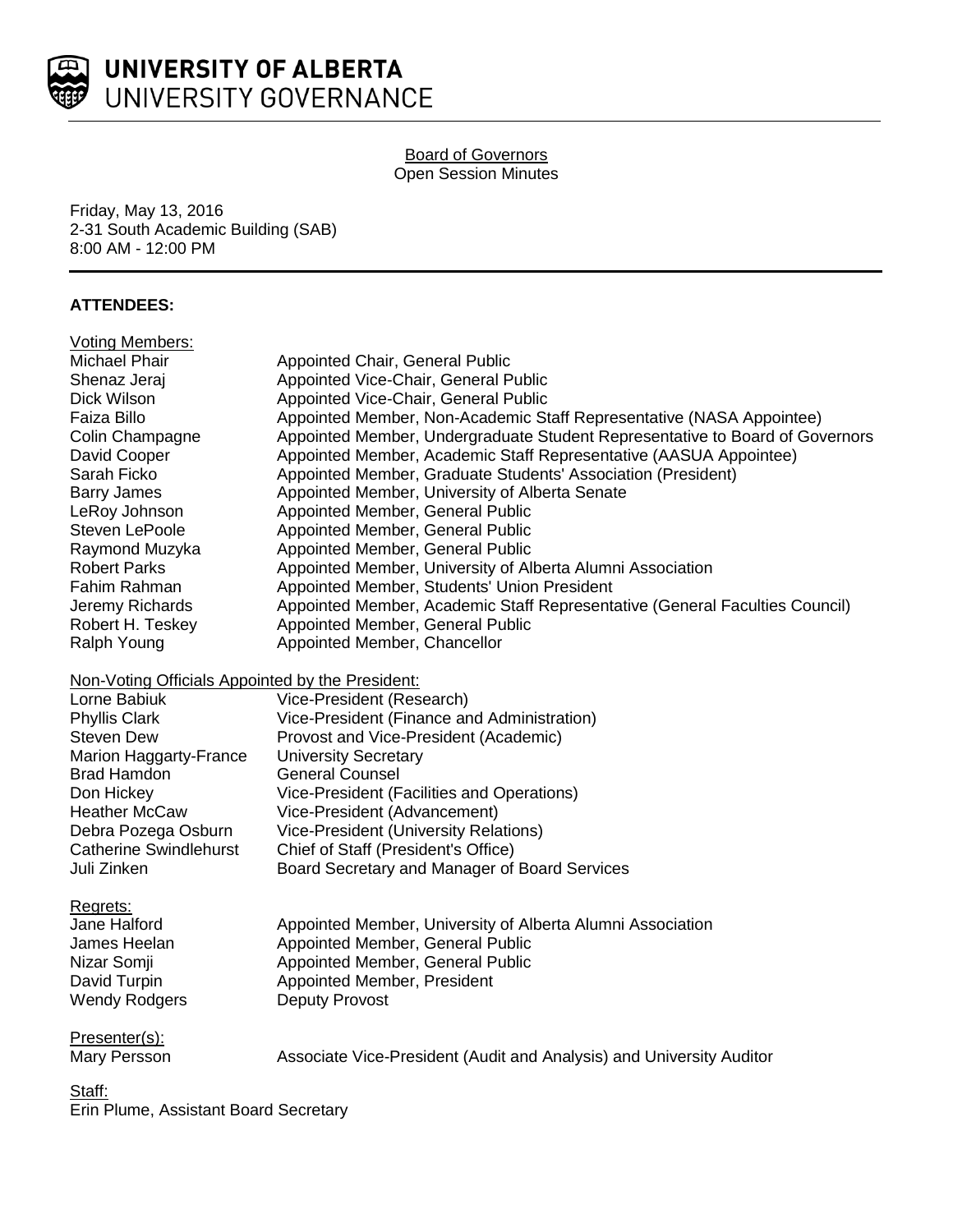# UNIVERSITY OF ALBERTA
# UNIVERSITY GOVERNANCE

Board of Governors
Open Session Minutes

Friday, May 13, 2016
2-31 South Academic Building (SAB)
8:00 AM - 12:00 PM

---

**ATTENDEES:**

Voting Members:

| | |
|---|---|
| Michael Phair | Appointed Chair, General Public |
| Shenaz Jeraj | Appointed Vice-Chair, General Public |
| Dick Wilson | Appointed Vice-Chair, General Public |
| Faiza Billo | Appointed Member, Non-Academic Staff Representative (NASA Appointee) |
| Colin Champagne | Appointed Member, Undergraduate Student Representative to Board of Governors |
| David Cooper | Appointed Member, Academic Staff Representative (AASUA Appointee) |
| Sarah Ficko | Appointed Member, Graduate Students' Association (President) |
| Barry James | Appointed Member, University of Alberta Senate |
| LeRoy Johnson | Appointed Member, General Public |
| Steven LePoole | Appointed Member, General Public |
| Raymond Muzyka | Appointed Member, General Public |
| Robert Parks | Appointed Member, University of Alberta Alumni Association |
| Fahim Rahman | Appointed Member, Students' Union President |
| Jeremy Richards | Appointed Member, Academic Staff Representative (General Faculties Council) |
| Robert H. Teskey | Appointed Member, General Public |
| Ralph Young | Appointed Member, Chancellor |

Non-Voting Officials Appointed by the President:

| | |
|---|---|
| Lorne Babiuk | Vice-President (Research) |
| Phyllis Clark | Vice-President (Finance and Administration) |
| Steven Dew | Provost and Vice-President (Academic) |
| Marion Haggarty-France | University Secretary |
| Brad Hamdon | General Counsel |
| Don Hickey | Vice-President (Facilities and Operations) |
| Heather McCaw | Vice-President (Advancement) |
| Debra Pozega Osburn | Vice-President (University Relations) |
| Catherine Swindlehurst | Chief of Staff (President's Office) |
| Juli Zinken | Board Secretary and Manager of Board Services |

Regrets:

| | |
|---|---|
| Jane Halford | Appointed Member, University of Alberta Alumni Association |
| James Heelan | Appointed Member, General Public |
| Nizar Somji | Appointed Member, General Public |
| David Turpin | Appointed Member, President |
| Wendy Rodgers | Deputy Provost |

Presenter(s):

| | |
|---|---|
| Mary Persson | Associate Vice-President (Audit and Analysis) and University Auditor |

Staff:
Erin Plume, Assistant Board Secretary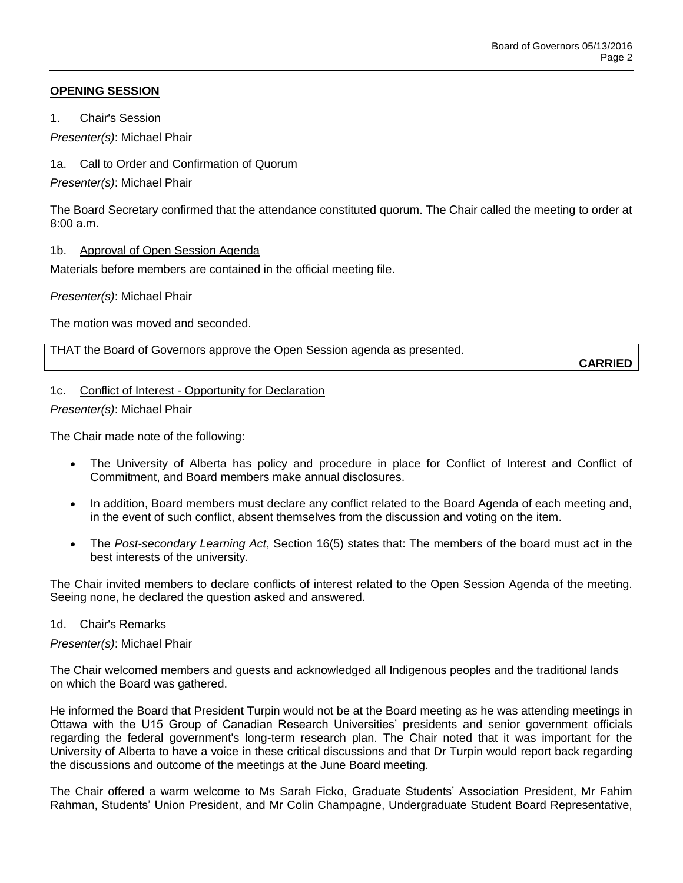## **OPENING SESSION**

1. Chair's Session

*Presenter(s)*: Michael Phair

1a. Call to Order and Confirmation of Quorum

*Presenter(s)*: Michael Phair

The Board Secretary confirmed that the attendance constituted quorum. The Chair called the meeting to order at 8:00 a.m.

1b. Approval of Open Session Agenda

Materials before members are contained in the official meeting file.

*Presenter(s)*: Michael Phair

The motion was moved and seconded.

THAT the Board of Governors approve the Open Session agenda as presented.

**CARRIED**

1c. Conflict of Interest - Opportunity for Declaration

*Presenter(s)*: Michael Phair

The Chair made note of the following:

- The University of Alberta has policy and procedure in place for Conflict of Interest and Conflict of Commitment, and Board members make annual disclosures.
- In addition, Board members must declare any conflict related to the Board Agenda of each meeting and, in the event of such conflict, absent themselves from the discussion and voting on the item.
- The *Post-secondary Learning Act*, Section 16(5) states that: The members of the board must act in the best interests of the university.

The Chair invited members to declare conflicts of interest related to the Open Session Agenda of the meeting. Seeing none, he declared the question asked and answered.

1d. Chair's Remarks

*Presenter(s)*: Michael Phair

The Chair welcomed members and guests and acknowledged all Indigenous peoples and the traditional lands on which the Board was gathered.

He informed the Board that President Turpin would not be at the Board meeting as he was attending meetings in Ottawa with the U15 Group of Canadian Research Universities' presidents and senior government officials regarding the federal government's long-term research plan. The Chair noted that it was important for the University of Alberta to have a voice in these critical discussions and that Dr Turpin would report back regarding the discussions and outcome of the meetings at the June Board meeting.

The Chair offered a warm welcome to Ms Sarah Ficko, Graduate Students' Association President, Mr Fahim Rahman, Students' Union President, and Mr Colin Champagne, Undergraduate Student Board Representative,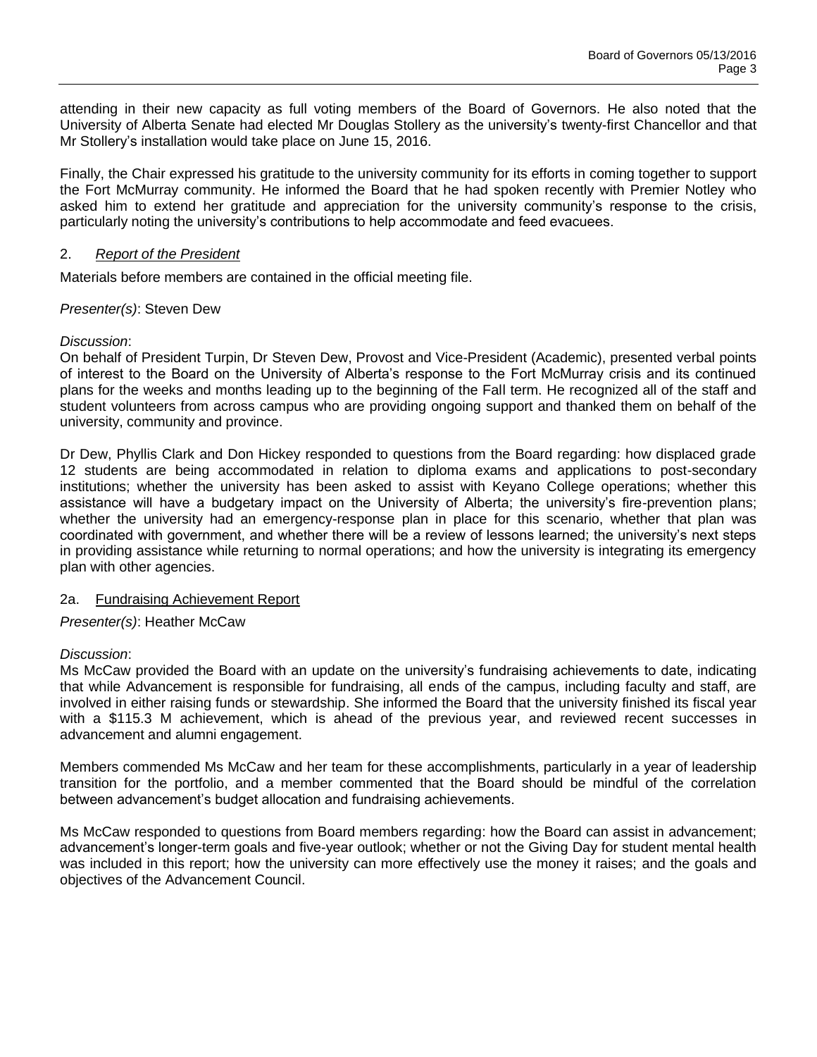attending in their new capacity as full voting members of the Board of Governors. He also noted that the University of Alberta Senate had elected Mr Douglas Stollery as the university's twenty-first Chancellor and that Mr Stollery's installation would take place on June 15, 2016.

Finally, the Chair expressed his gratitude to the university community for its efforts in coming together to support the Fort McMurray community. He informed the Board that he had spoken recently with Premier Notley who asked him to extend her gratitude and appreciation for the university community's response to the crisis, particularly noting the university's contributions to help accommodate and feed evacuees.

## 2. *Report of the President*

Materials before members are contained in the official meeting file.

*Presenter(s)*: Steven Dew

*Discussion*:
On behalf of President Turpin, Dr Steven Dew, Provost and Vice-President (Academic), presented verbal points of interest to the Board on the University of Alberta's response to the Fort McMurray crisis and its continued plans for the weeks and months leading up to the beginning of the Fall term. He recognized all of the staff and student volunteers from across campus who are providing ongoing support and thanked them on behalf of the university, community and province.

Dr Dew, Phyllis Clark and Don Hickey responded to questions from the Board regarding: how displaced grade 12 students are being accommodated in relation to diploma exams and applications to post-secondary institutions; whether the university has been asked to assist with Keyano College operations; whether this assistance will have a budgetary impact on the University of Alberta; the university's fire-prevention plans; whether the university had an emergency-response plan in place for this scenario, whether that plan was coordinated with government, and whether there will be a review of lessons learned; the university's next steps in providing assistance while returning to normal operations; and how the university is integrating its emergency plan with other agencies.

### 2a. Fundraising Achievement Report

*Presenter(s)*: Heather McCaw

*Discussion*:
Ms McCaw provided the Board with an update on the university's fundraising achievements to date, indicating that while Advancement is responsible for fundraising, all ends of the campus, including faculty and staff, are involved in either raising funds or stewardship. She informed the Board that the university finished its fiscal year with a $115.3 M achievement, which is ahead of the previous year, and reviewed recent successes in advancement and alumni engagement.

Members commended Ms McCaw and her team for these accomplishments, particularly in a year of leadership transition for the portfolio, and a member commented that the Board should be mindful of the correlation between advancement's budget allocation and fundraising achievements.

Ms McCaw responded to questions from Board members regarding: how the Board can assist in advancement; advancement's longer-term goals and five-year outlook; whether or not the Giving Day for student mental health was included in this report; how the university can more effectively use the money it raises; and the goals and objectives of the Advancement Council.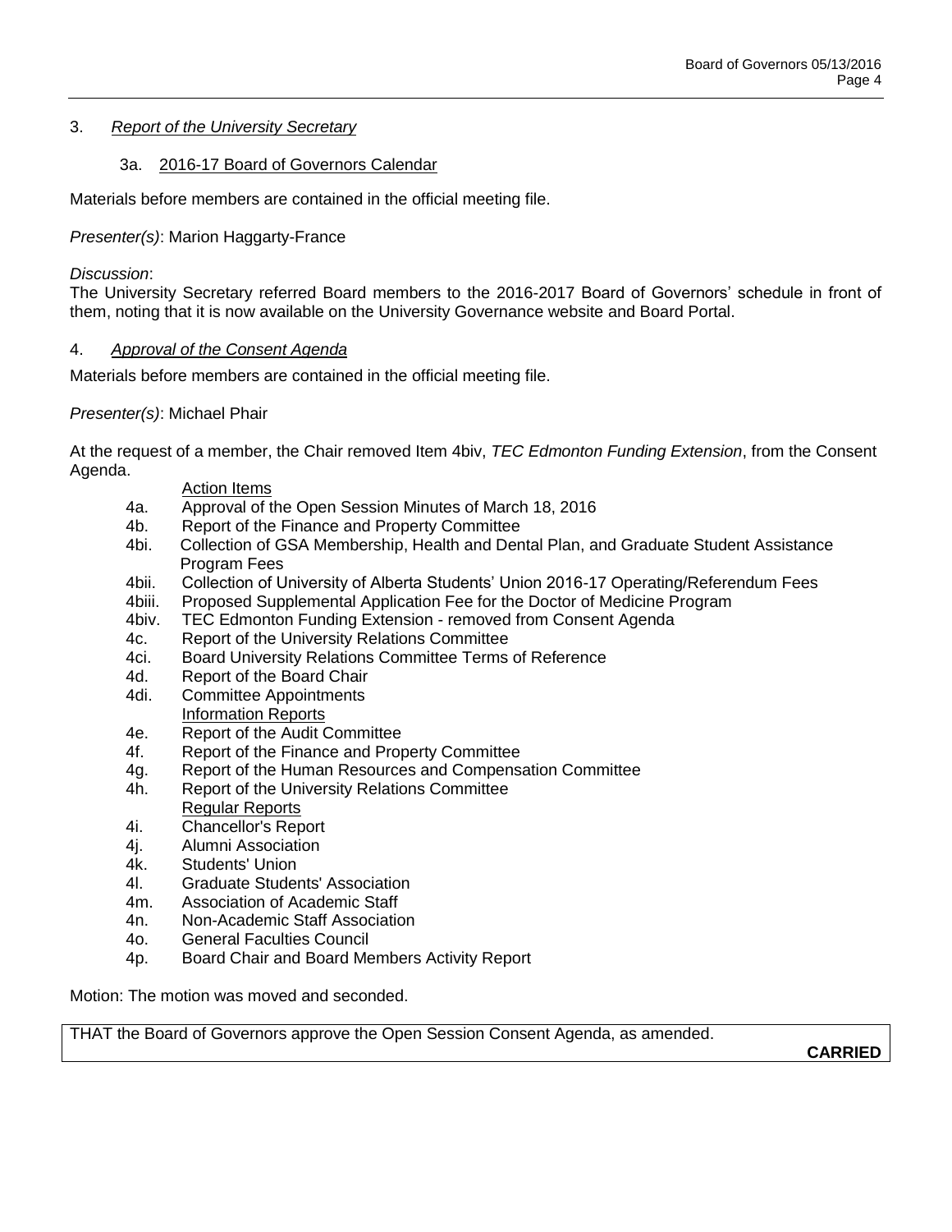3. *Report of the University Secretary*

3a. 2016-17 Board of Governors Calendar

Materials before members are contained in the official meeting file.

*Presenter(s)*: Marion Haggarty-France

*Discussion*:
The University Secretary referred Board members to the 2016-2017 Board of Governors' schedule in front of them, noting that it is now available on the University Governance website and Board Portal.

4. *Approval of the Consent Agenda*

Materials before members are contained in the official meeting file.

*Presenter(s)*: Michael Phair

At the request of a member, the Chair removed Item 4biv, *TEC Edmonton Funding Extension*, from the Consent Agenda.

Action Items

- 4a. Approval of the Open Session Minutes of March 18, 2016
- 4b. Report of the Finance and Property Committee
- 4bi. Collection of GSA Membership, Health and Dental Plan, and Graduate Student Assistance Program Fees
- 4bii. Collection of University of Alberta Students' Union 2016-17 Operating/Referendum Fees
- 4biii. Proposed Supplemental Application Fee for the Doctor of Medicine Program
- 4biv. TEC Edmonton Funding Extension - removed from Consent Agenda
- 4c. Report of the University Relations Committee
- 4ci. Board University Relations Committee Terms of Reference
- 4d. Report of the Board Chair
- 4di. Committee Appointments

Information Reports

- 4e. Report of the Audit Committee
- 4f. Report of the Finance and Property Committee
- 4g. Report of the Human Resources and Compensation Committee
- 4h. Report of the University Relations Committee

Regular Reports

- 4i. Chancellor's Report
- 4j. Alumni Association
- 4k. Students' Union
- 4l. Graduate Students' Association
- 4m. Association of Academic Staff
- 4n. Non-Academic Staff Association
- 4o. General Faculties Council
- 4p. Board Chair and Board Members Activity Report

Motion: The motion was moved and seconded.

THAT the Board of Governors approve the Open Session Consent Agenda, as amended.

**CARRIED**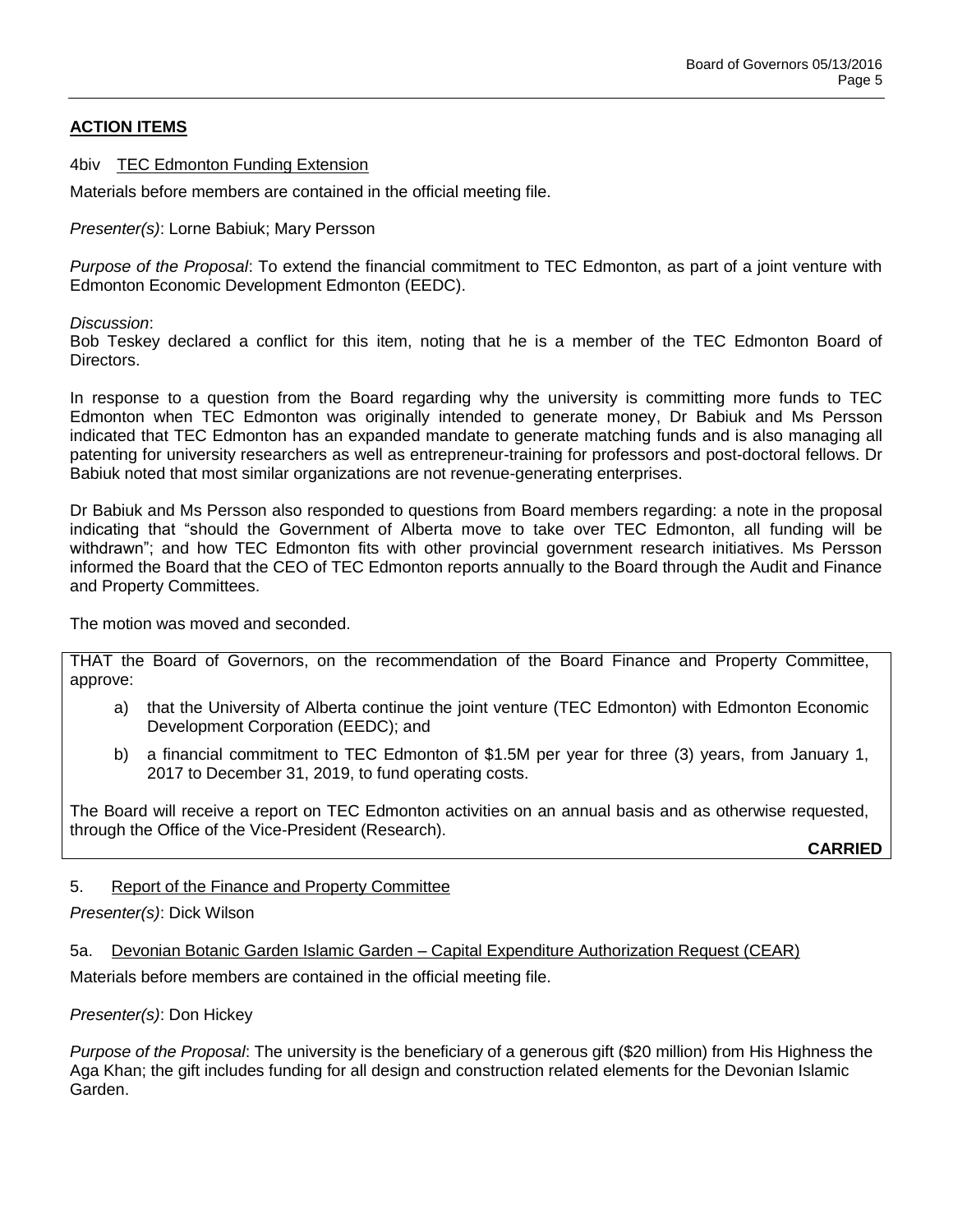## ACTION ITEMS

4biv <u>TEC Edmonton Funding Extension</u>

Materials before members are contained in the official meeting file.

*Presenter(s)*: Lorne Babiuk; Mary Persson

*Purpose of the Proposal*: To extend the financial commitment to TEC Edmonton, as part of a joint venture with Edmonton Economic Development Edmonton (EEDC).

*Discussion*:
Bob Teskey declared a conflict for this item, noting that he is a member of the TEC Edmonton Board of Directors.

In response to a question from the Board regarding why the university is committing more funds to TEC Edmonton when TEC Edmonton was originally intended to generate money, Dr Babiuk and Ms Persson indicated that TEC Edmonton has an expanded mandate to generate matching funds and is also managing all patenting for university researchers as well as entrepreneur-training for professors and post-doctoral fellows. Dr Babiuk noted that most similar organizations are not revenue-generating enterprises.

Dr Babiuk and Ms Persson also responded to questions from Board members regarding: a note in the proposal indicating that "should the Government of Alberta move to take over TEC Edmonton, all funding will be withdrawn"; and how TEC Edmonton fits with other provincial government research initiatives. Ms Persson informed the Board that the CEO of TEC Edmonton reports annually to the Board through the Audit and Finance and Property Committees.

The motion was moved and seconded.

THAT the Board of Governors, on the recommendation of the Board Finance and Property Committee, approve:

a) that the University of Alberta continue the joint venture (TEC Edmonton) with Edmonton Economic Development Corporation (EEDC); and

b) a financial commitment to TEC Edmonton of $1.5M per year for three (3) years, from January 1, 2017 to December 31, 2019, to fund operating costs.

The Board will receive a report on TEC Edmonton activities on an annual basis and as otherwise requested, through the Office of the Vice-President (Research).

**CARRIED**

5. <u>Report of the Finance and Property Committee</u>

*Presenter(s)*: Dick Wilson

5a. <u>Devonian Botanic Garden Islamic Garden – Capital Expenditure Authorization Request (CEAR)</u>

Materials before members are contained in the official meeting file.

*Presenter(s)*: Don Hickey

*Purpose of the Proposal*: The university is the beneficiary of a generous gift ($20 million) from His Highness the Aga Khan; the gift includes funding for all design and construction related elements for the Devonian Islamic Garden.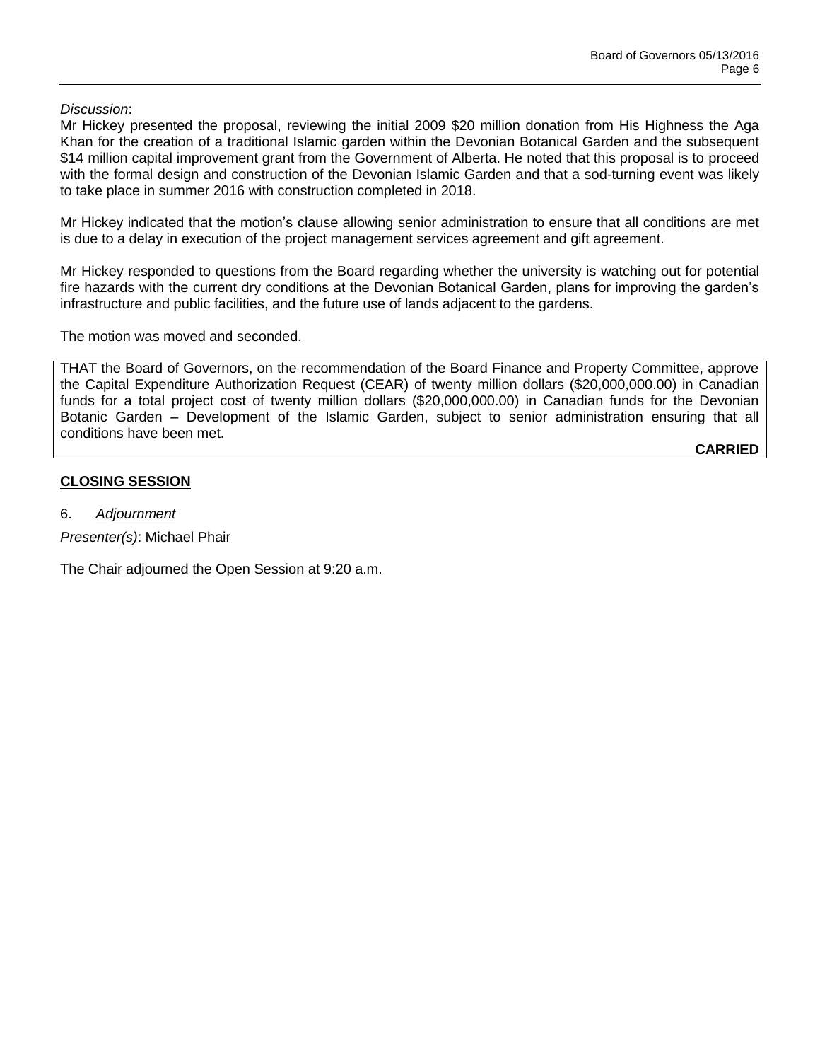*Discussion*:

Mr Hickey presented the proposal, reviewing the initial 2009 $20 million donation from His Highness the Aga Khan for the creation of a traditional Islamic garden within the Devonian Botanical Garden and the subsequent $14 million capital improvement grant from the Government of Alberta. He noted that this proposal is to proceed with the formal design and construction of the Devonian Islamic Garden and that a sod-turning event was likely to take place in summer 2016 with construction completed in 2018.

Mr Hickey indicated that the motion's clause allowing senior administration to ensure that all conditions are met is due to a delay in execution of the project management services agreement and gift agreement.

Mr Hickey responded to questions from the Board regarding whether the university is watching out for potential fire hazards with the current dry conditions at the Devonian Botanical Garden, plans for improving the garden's infrastructure and public facilities, and the future use of lands adjacent to the gardens.

The motion was moved and seconded.

THAT the Board of Governors, on the recommendation of the Board Finance and Property Committee, approve the Capital Expenditure Authorization Request (CEAR) of twenty million dollars ($20,000,000.00) in Canadian funds for a total project cost of twenty million dollars ($20,000,000.00) in Canadian funds for the Devonian Botanic Garden – Development of the Islamic Garden, subject to senior administration ensuring that all conditions have been met.

**CARRIED**

## CLOSING SESSION

6. *Adjournment*

*Presenter(s)*: Michael Phair

The Chair adjourned the Open Session at 9:20 a.m.